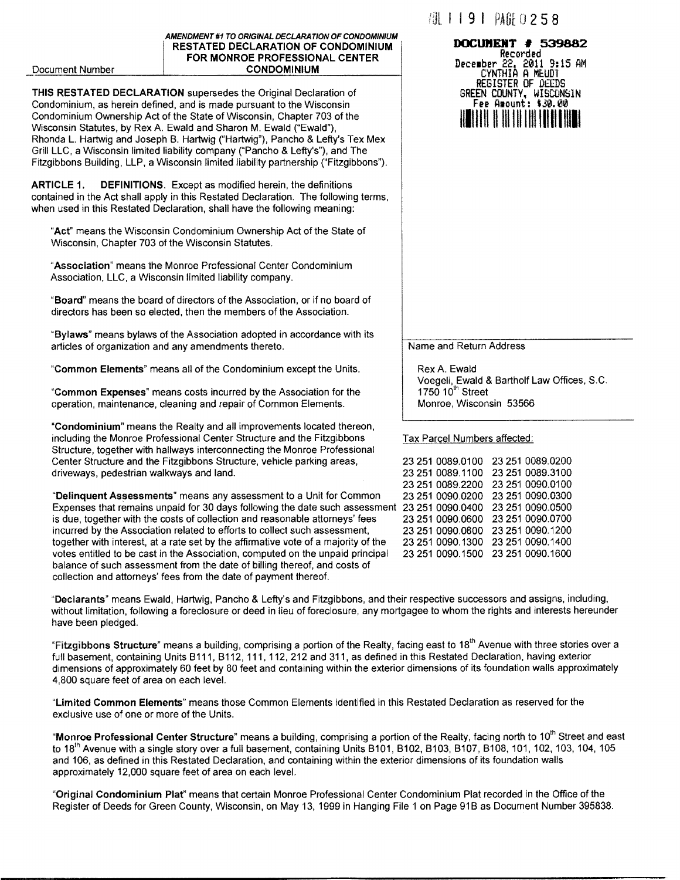VOL 1191 PAGE 0258

*AMENDMENT #1 TO ORIGINAL DECLARATION OF CONDOMINIUM*

# RESTATED DECLARATION OF CONDOMINIUM FOR MONROE PROFESSIONAL CENTER CONDOMINIUM

Document Number

**DOCUMENT # 539882**
Recorded
December 22, 2011 9:15 AM
CYNTHIA A MEUDT
REGISTER OF DEEDS
GREEN COUNTY, WISCONSIN
Fee Amount: $30.00

Name and Return Address

Rex A. Ewald
Voegeli, Ewald & Bartholf Law Offices, S.C.
1750 10th Street
Monroe, Wisconsin 53566

Tax Parcel Numbers affected:

| | |
|---|---|
| 23 251 0089.0100 | 23 251 0089.0200 |
| 23 251 0089.1100 | 23 251 0089.3100 |
| 23 251 0089.2200 | 23 251 0090.0100 |
| 23 251 0090.0200 | 23 251 0090.0300 |
| 23 251 0090.0400 | 23 251 0090.0500 |
| 23 251 0090.0600 | 23 251 0090.0700 |
| 23 251 0090.0800 | 23 251 0090.1200 |
| 23 251 0090.1300 | 23 251 0090.1400 |
| 23 251 0090.1500 | 23 251 0090.1600 |

**THIS RESTATED DECLARATION** supersedes the Original Declaration of Condominium, as herein defined, and is made pursuant to the Wisconsin Condominium Ownership Act of the State of Wisconsin, Chapter 703 of the Wisconsin Statutes, by Rex A. Ewald and Sharon M. Ewald ("Ewald"), Rhonda L. Hartwig and Joseph B. Hartwig ("Hartwig"), Pancho & Lefty's Tex Mex Grill LLC, a Wisconsin limited liability company ("Pancho & Lefty's"), and The Fitzgibbons Building, LLP, a Wisconsin limited liability partnership ("Fitzgibbons").

**ARTICLE 1. DEFINITIONS.** Except as modified herein, the definitions contained in the Act shall apply in this Restated Declaration. The following terms, when used in this Restated Declaration, shall have the following meaning:

"**Act**" means the Wisconsin Condominium Ownership Act of the State of Wisconsin, Chapter 703 of the Wisconsin Statutes.

"**Association**" means the Monroe Professional Center Condominium Association, LLC, a Wisconsin limited liability company.

"**Board**" means the board of directors of the Association, or if no board of directors has been so elected, then the members of the Association.

"**Bylaws**" means bylaws of the Association adopted in accordance with its articles of organization and any amendments thereto.

"**Common Elements**" means all of the Condominium except the Units.

"**Common Expenses**" means costs incurred by the Association for the operation, maintenance, cleaning and repair of Common Elements.

"**Condominium**" means the Realty and all improvements located thereon, including the Monroe Professional Center Structure and the Fitzgibbons Structure, together with hallways interconnecting the Monroe Professional Center Structure and the Fitzgibbons Structure, vehicle parking areas, driveways, pedestrian walkways and land.

"**Delinquent Assessments**" means any assessment to a Unit for Common Expenses that remains unpaid for 30 days following the date such assessment is due, together with the costs of collection and reasonable attorneys' fees incurred by the Association related to efforts to collect such assessment, together with interest, at a rate set by the affirmative vote of a majority of the votes entitled to be cast in the Association, computed on the unpaid principal balance of such assessment from the date of billing thereof, and costs of collection and attorneys' fees from the date of payment thereof.

"**Declarants**" means Ewald, Hartwig, Pancho & Lefty's and Fitzgibbons, and their respective successors and assigns, including, without limitation, following a foreclosure or deed in lieu of foreclosure, any mortgagee to whom the rights and interests hereunder have been pledged.

"**Fitzgibbons Structure**" means a building, comprising a portion of the Realty, facing east to 18th Avenue with three stories over a full basement, containing Units B111, B112, 111, 112, 212 and 311, as defined in this Restated Declaration, having exterior dimensions of approximately 60 feet by 80 feet and containing within the exterior dimensions of its foundation walls approximately 4,800 square feet of area on each level.

"**Limited Common Elements**" means those Common Elements identified in this Restated Declaration as reserved for the exclusive use of one or more of the Units.

"**Monroe Professional Center Structure**" means a building, comprising a portion of the Realty, facing north to 10th Street and east to 18th Avenue with a single story over a full basement, containing Units B101, B102, B103, B107, B108, 101, 102, 103, 104, 105 and 106, as defined in this Restated Declaration, and containing within the exterior dimensions of its foundation walls approximately 12,000 square feet of area on each level.

"**Original Condominium Plat**" means that certain Monroe Professional Center Condominium Plat recorded in the Office of the Register of Deeds for Green County, Wisconsin, on May 13, 1999 in Hanging File 1 on Page 91B as Document Number 395838.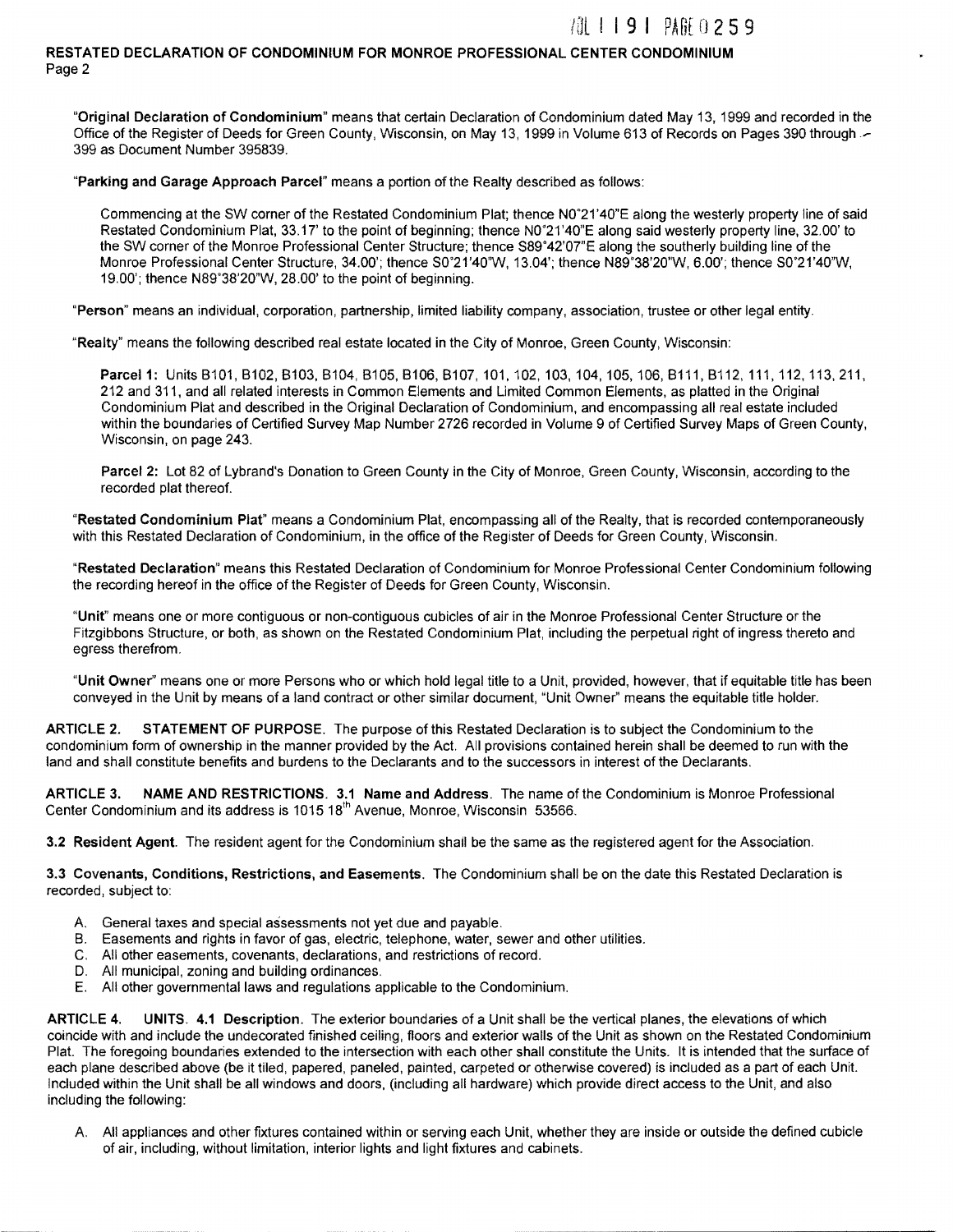"**Original Declaration of Condominium**" means that certain Declaration of Condominium dated May 13, 1999 and recorded in the Office of the Register of Deeds for Green County, Wisconsin, on May 13, 1999 in Volume 613 of Records on Pages 390 through 399 as Document Number 395839.

"**Parking and Garage Approach Parcel**" means a portion of the Realty described as follows:

Commencing at the SW corner of the Restated Condominium Plat; thence N0°21'40"E along the westerly property line of said Restated Condominium Plat, 33.17' to the point of beginning; thence N0°21'40"E along said westerly property line, 32.00' to the SW corner of the Monroe Professional Center Structure; thence S89°42'07"E along the southerly building line of the Monroe Professional Center Structure, 34.00'; thence S0°21'40"W, 13.04'; thence N89°38'20"W, 6.00'; thence S0°21'40"W, 19.00'; thence N89°38'20"W, 28.00' to the point of beginning.

"**Person**" means an individual, corporation, partnership, limited liability company, association, trustee or other legal entity.

"**Realty**" means the following described real estate located in the City of Monroe, Green County, Wisconsin:

**Parcel 1:** Units B101, B102, B103, B104, B105, B106, B107, 101, 102, 103, 104, 105, 106, B111, B112, 111, 112, 113, 211, 212 and 311, and all related interests in Common Elements and Limited Common Elements, as platted in the Original Condominium Plat and described in the Original Declaration of Condominium, and encompassing all real estate included within the boundaries of Certified Survey Map Number 2726 recorded in Volume 9 of Certified Survey Maps of Green County, Wisconsin, on page 243.

**Parcel 2:** Lot 82 of Lybrand's Donation to Green County in the City of Monroe, Green County, Wisconsin, according to the recorded plat thereof.

"**Restated Condominium Plat**" means a Condominium Plat, encompassing all of the Realty, that is recorded contemporaneously with this Restated Declaration of Condominium, in the office of the Register of Deeds for Green County, Wisconsin.

"**Restated Declaration**" means this Restated Declaration of Condominium for Monroe Professional Center Condominium following the recording hereof in the office of the Register of Deeds for Green County, Wisconsin.

"**Unit**" means one or more contiguous or non-contiguous cubicles of air in the Monroe Professional Center Structure or the Fitzgibbons Structure, or both, as shown on the Restated Condominium Plat, including the perpetual right of ingress thereto and egress therefrom.

"**Unit Owner**" means one or more Persons who or which hold legal title to a Unit, provided, however, that if equitable title has been conveyed in the Unit by means of a land contract or other similar document, "Unit Owner" means the equitable title holder.

**ARTICLE 2. STATEMENT OF PURPOSE.** The purpose of this Restated Declaration is to subject the Condominium to the condominium form of ownership in the manner provided by the Act. All provisions contained herein shall be deemed to run with the land and shall constitute benefits and burdens to the Declarants and to the successors in interest of the Declarants.

**ARTICLE 3. NAME AND RESTRICTIONS. 3.1 Name and Address**. The name of the Condominium is Monroe Professional Center Condominium and its address is 1015 18th Avenue, Monroe, Wisconsin 53566.

**3.2 Resident Agent.** The resident agent for the Condominium shall be the same as the registered agent for the Association.

**3.3 Covenants, Conditions, Restrictions, and Easements.** The Condominium shall be on the date this Restated Declaration is recorded, subject to:

A. General taxes and special assessments not yet due and payable.
B. Easements and rights in favor of gas, electric, telephone, water, sewer and other utilities.
C. All other easements, covenants, declarations, and restrictions of record.
D. All municipal, zoning and building ordinances.
E. All other governmental laws and regulations applicable to the Condominium.

**ARTICLE 4. UNITS. 4.1 Description.** The exterior boundaries of a Unit shall be the vertical planes, the elevations of which coincide with and include the undecorated finished ceiling, floors and exterior walls of the Unit as shown on the Restated Condominium Plat. The foregoing boundaries extended to the intersection with each other shall constitute the Units. It is intended that the surface of each plane described above (be it tiled, papered, paneled, painted, carpeted or otherwise covered) is included as a part of each Unit. Included within the Unit shall be all windows and doors, (including all hardware) which provide direct access to the Unit, and also including the following:

A. All appliances and other fixtures contained within or serving each Unit, whether they are inside or outside the defined cubicle of air, including, without limitation, interior lights and light fixtures and cabinets.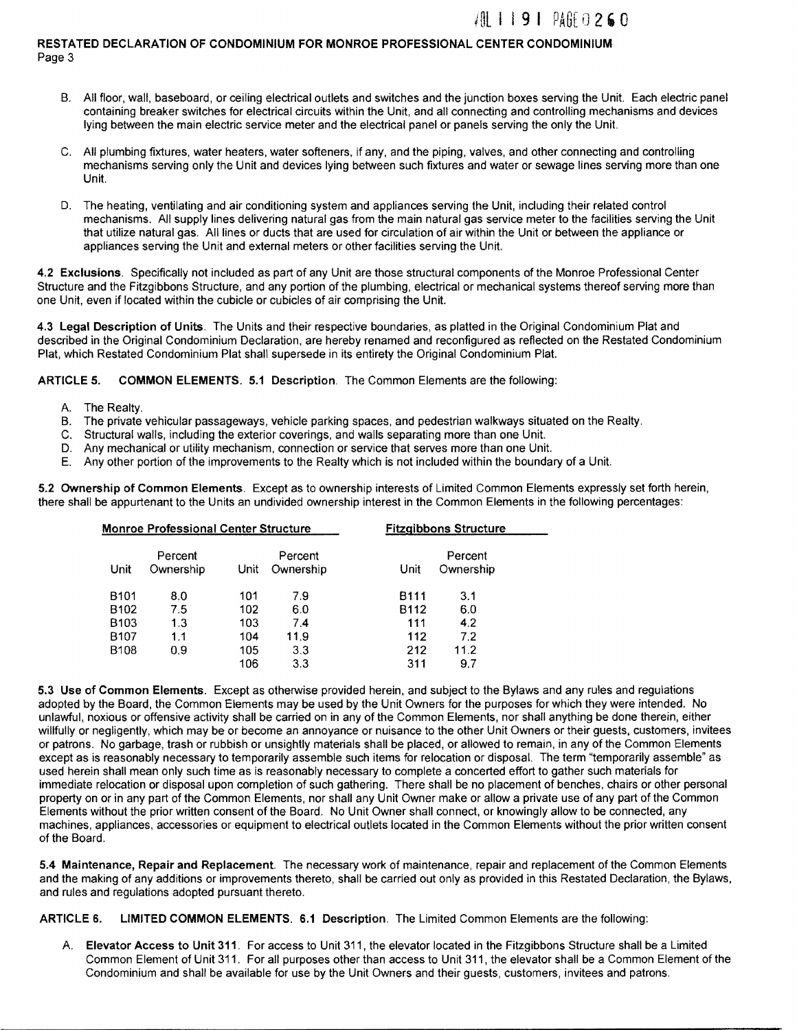B. All floor, wall, baseboard, or ceiling electrical outlets and switches and the junction boxes serving the Unit. Each electric panel containing breaker switches for electrical circuits within the Unit, and all connecting and controlling mechanisms and devices lying between the main electric service meter and the electrical panel or panels serving the only the Unit.

C. All plumbing fixtures, water heaters, water softeners, if any, and the piping, valves, and other connecting and controlling mechanisms serving only the Unit and devices lying between such fixtures and water or sewage lines serving more than one Unit.

D. The heating, ventilating and air conditioning system and appliances serving the Unit, including their related control mechanisms. All supply lines delivering natural gas from the main natural gas service meter to the facilities serving the Unit that utilize natural gas. All lines or ducts that are used for circulation of air within the Unit or between the appliance or appliances serving the Unit and external meters or other facilities serving the Unit.

**4.2 Exclusions**. Specifically not included as part of any Unit are those structural components of the Monroe Professional Center Structure and the Fitzgibbons Structure, and any portion of the plumbing, electrical or mechanical systems thereof serving more than one Unit, even if located within the cubicle or cubicles of air comprising the Unit.

**4.3 Legal Description of Units**. The Units and their respective boundaries, as platted in the Original Condominium Plat and described in the Original Condominium Declaration, are hereby renamed and reconfigured as reflected on the Restated Condominium Plat, which Restated Condominium Plat shall supersede in its entirety the Original Condominium Plat.

**ARTICLE 5. COMMON ELEMENTS. 5.1 Description**. The Common Elements are the following:

A. The Realty.
B. The private vehicular passageways, vehicle parking spaces, and pedestrian walkways situated on the Realty.
C. Structural walls, including the exterior coverings, and walls separating more than one Unit.
D. Any mechanical or utility mechanism, connection or service that serves more than one Unit.
E. Any other portion of the improvements to the Realty which is not included within the boundary of a Unit.

**5.2 Ownership of Common Elements**. Except as to ownership interests of Limited Common Elements expressly set forth herein, there shall be appurtenant to the Units an undivided ownership interest in the Common Elements in the following percentages:

| Monroe Professional Center Structure | | | | Fitzgibbons Structure | |
|---|---|---|---|---|---|
| Unit | Percent Ownership | Unit | Percent Ownership | Unit | Percent Ownership |
| B101 | 8.0 | 101 | 7.9 | B111 | 3.1 |
| B102 | 7.5 | 102 | 6.0 | B112 | 6.0 |
| B103 | 1.3 | 103 | 7.4 | 111 | 4.2 |
| B107 | 1.1 | 104 | 11.9 | 112 | 7.2 |
| B108 | 0.9 | 105 | 3.3 | 212 | 11.2 |
| | | 106 | 3.3 | 311 | 9.7 |

**5.3 Use of Common Elements**. Except as otherwise provided herein, and subject to the Bylaws and any rules and regulations adopted by the Board, the Common Elements may be used by the Unit Owners for the purposes for which they were intended. No unlawful, noxious or offensive activity shall be carried on in any of the Common Elements, nor shall anything be done therein, either willfully or negligently, which may be or become an annoyance or nuisance to the other Unit Owners or their guests, customers, invitees or patrons. No garbage, trash or rubbish or unsightly materials shall be placed, or allowed to remain, in any of the Common Elements except as is reasonably necessary to temporarily assemble such items for relocation or disposal. The term "temporarily assemble" as used herein shall mean only such time as is reasonably necessary to complete a concerted effort to gather such materials for immediate relocation or disposal upon completion of such gathering. There shall be no placement of benches, chairs or other personal property on or in any part of the Common Elements, nor shall any Unit Owner make or allow a private use of any part of the Common Elements without the prior written consent of the Board. No Unit Owner shall connect, or knowingly allow to be connected, any machines, appliances, accessories or equipment to electrical outlets located in the Common Elements without the prior written consent of the Board.

**5.4 Maintenance, Repair and Replacement**. The necessary work of maintenance, repair and replacement of the Common Elements and the making of any additions or improvements thereto, shall be carried out only as provided in this Restated Declaration, the Bylaws, and rules and regulations adopted pursuant thereto.

**ARTICLE 6. LIMITED COMMON ELEMENTS. 6.1 Description**. The Limited Common Elements are the following:

A. **Elevator Access to Unit 311**. For access to Unit 311, the elevator located in the Fitzgibbons Structure shall be a Limited Common Element of Unit 311. For all purposes other than access to Unit 311, the elevator shall be a Common Element of the Condominium and shall be available for use by the Unit Owners and their guests, customers, invitees and patrons.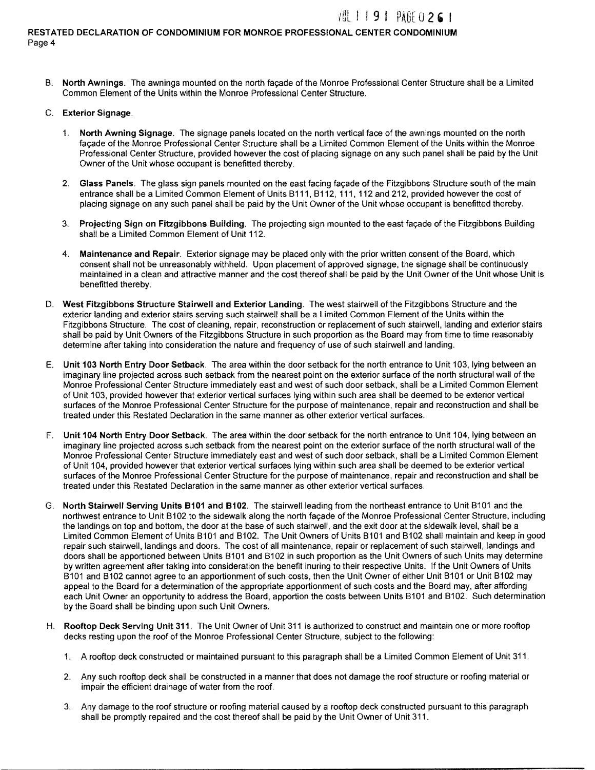B. **North Awnings**. The awnings mounted on the north façade of the Monroe Professional Center Structure shall be a Limited Common Element of the Units within the Monroe Professional Center Structure.

C. **Exterior Signage**.

1. **North Awning Signage**. The signage panels located on the north vertical face of the awnings mounted on the north façade of the Monroe Professional Center Structure shall be a Limited Common Element of the Units within the Monroe Professional Center Structure, provided however the cost of placing signage on any such panel shall be paid by the Unit Owner of the Unit whose occupant is benefitted thereby.

2. **Glass Panels**. The glass sign panels mounted on the east facing façade of the Fitzgibbons Structure south of the main entrance shall be a Limited Common Element of Units B111, B112, 111, 112 and 212, provided however the cost of placing signage on any such panel shall be paid by the Unit Owner of the Unit whose occupant is benefitted thereby.

3. **Projecting Sign on Fitzgibbons Building**. The projecting sign mounted to the east façade of the Fitzgibbons Building shall be a Limited Common Element of Unit 112.

4. **Maintenance and Repair**. Exterior signage may be placed only with the prior written consent of the Board, which consent shall not be unreasonably withheld. Upon placement of approved signage, the signage shall be continuously maintained in a clean and attractive manner and the cost thereof shall be paid by the Unit Owner of the Unit whose Unit is benefitted thereby.

D. **West Fitzgibbons Structure Stairwell and Exterior Landing**. The west stairwell of the Fitzgibbons Structure and the exterior landing and exterior stairs serving such stairwell shall be a Limited Common Element of the Units within the Fitzgibbons Structure. The cost of cleaning, repair, reconstruction or replacement of such stairwell, landing and exterior stairs shall be paid by Unit Owners of the Fitzgibbons Structure in such proportion as the Board may from time to time reasonably determine after taking into consideration the nature and frequency of use of such stairwell and landing.

E. **Unit 103 North Entry Door Setback**. The area within the door setback for the north entrance to Unit 103, lying between an imaginary line projected across such setback from the nearest point on the exterior surface of the north structural wall of the Monroe Professional Center Structure immediately east and west of such door setback, shall be a Limited Common Element of Unit 103, provided however that exterior vertical surfaces lying within such area shall be deemed to be exterior vertical surfaces of the Monroe Professional Center Structure for the purpose of maintenance, repair and reconstruction and shall be treated under this Restated Declaration in the same manner as other exterior vertical surfaces.

F. **Unit 104 North Entry Door Setback**. The area within the door setback for the north entrance to Unit 104, lying between an imaginary line projected across such setback from the nearest point on the exterior surface of the north structural wall of the Monroe Professional Center Structure immediately east and west of such door setback, shall be a Limited Common Element of Unit 104, provided however that exterior vertical surfaces lying within such area shall be deemed to be exterior vertical surfaces of the Monroe Professional Center Structure for the purpose of maintenance, repair and reconstruction and shall be treated under this Restated Declaration in the same manner as other exterior vertical surfaces.

G. **North Stairwell Serving Units B101 and B102**. The stairwell leading from the northeast entrance to Unit B101 and the northwest entrance to Unit B102 to the sidewalk along the north façade of the Monroe Professional Center Structure, including the landings on top and bottom, the door at the base of such stairwell, and the exit door at the sidewalk level, shall be a Limited Common Element of Units B101 and B102. The Unit Owners of Units B101 and B102 shall maintain and keep in good repair such stairwell, landings and doors. The cost of all maintenance, repair or replacement of such stairwell, landings and doors shall be apportioned between Units B101 and B102 in such proportion as the Unit Owners of such Units may determine by written agreement after taking into consideration the benefit inuring to their respective Units. If the Unit Owners of Units B101 and B102 cannot agree to an apportionment of such costs, then the Unit Owner of either Unit B101 or Unit B102 may appeal to the Board for a determination of the appropriate apportionment of such costs and the Board may, after affording each Unit Owner an opportunity to address the Board, apportion the costs between Units B101 and B102. Such determination by the Board shall be binding upon such Unit Owners.

H. **Rooftop Deck Serving Unit 311**. The Unit Owner of Unit 311 is authorized to construct and maintain one or more rooftop decks resting upon the roof of the Monroe Professional Center Structure, subject to the following:

1. A rooftop deck constructed or maintained pursuant to this paragraph shall be a Limited Common Element of Unit 311.

2. Any such rooftop deck shall be constructed in a manner that does not damage the roof structure or roofing material or impair the efficient drainage of water from the roof.

3. Any damage to the roof structure or roofing material caused by a rooftop deck constructed pursuant to this paragraph shall be promptly repaired and the cost thereof shall be paid by the Unit Owner of Unit 311.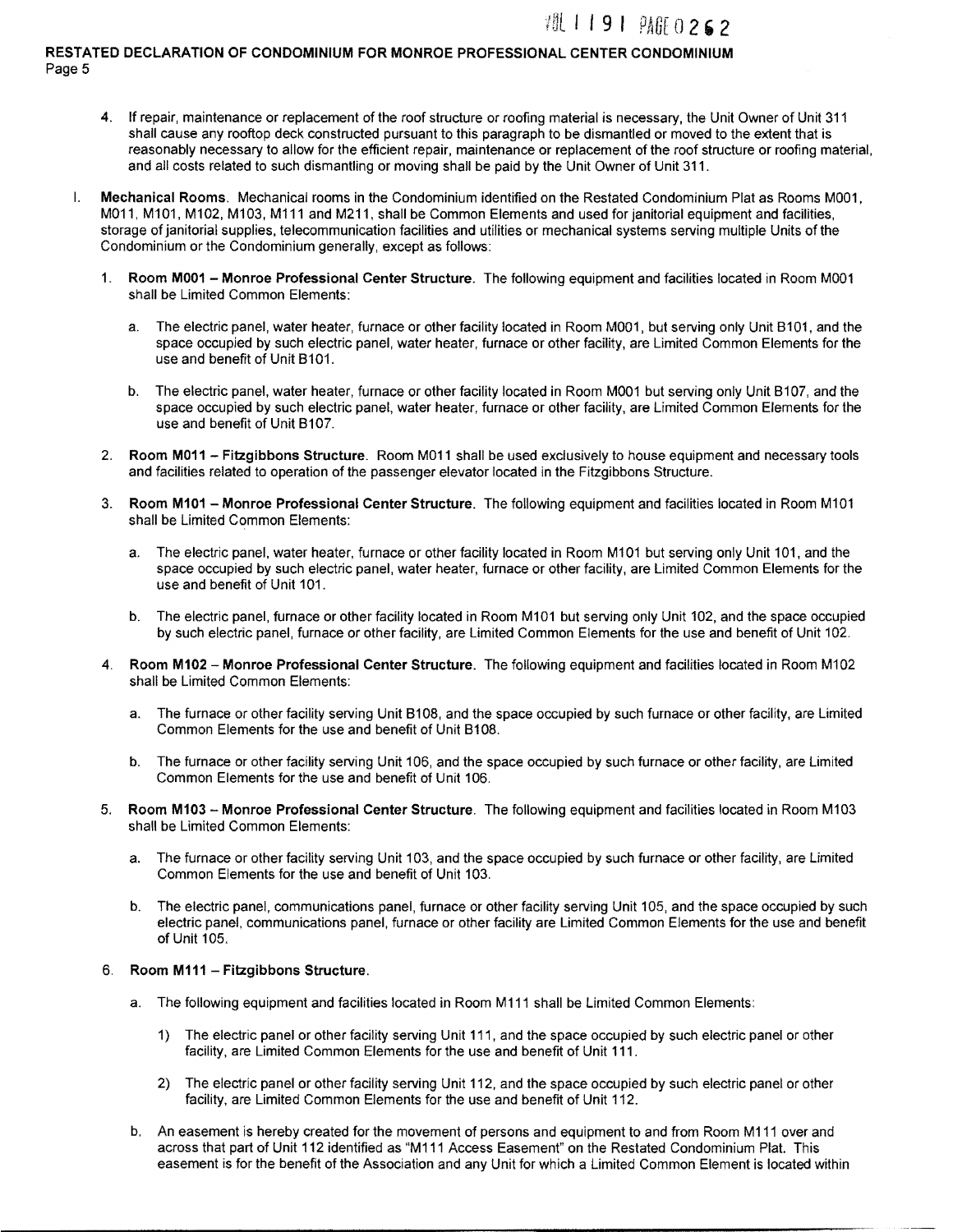4. If repair, maintenance or replacement of the roof structure or roofing material is necessary, the Unit Owner of Unit 311 shall cause any rooftop deck constructed pursuant to this paragraph to be dismantled or moved to the extent that is reasonably necessary to allow for the efficient repair, maintenance or replacement of the roof structure or roofing material, and all costs related to such dismantling or moving shall be paid by the Unit Owner of Unit 311.

I. **Mechanical Rooms**. Mechanical rooms in the Condominium identified on the Restated Condominium Plat as Rooms M001, M011, M101, M102, M103, M111 and M211, shall be Common Elements and used for janitorial equipment and facilities, storage of janitorial supplies, telecommunication facilities and utilities or mechanical systems serving multiple Units of the Condominium or the Condominium generally, except as follows:

1. **Room M001 – Monroe Professional Center Structure**. The following equipment and facilities located in Room M001 shall be Limited Common Elements:

   a. The electric panel, water heater, furnace or other facility located in Room M001, but serving only Unit B101, and the space occupied by such electric panel, water heater, furnace or other facility, are Limited Common Elements for the use and benefit of Unit B101.

   b. The electric panel, water heater, furnace or other facility located in Room M001 but serving only Unit B107, and the space occupied by such electric panel, water heater, furnace or other facility, are Limited Common Elements for the use and benefit of Unit B107.

2. **Room M011 – Fitzgibbons Structure**. Room M011 shall be used exclusively to house equipment and necessary tools and facilities related to operation of the passenger elevator located in the Fitzgibbons Structure.

3. **Room M101 – Monroe Professional Center Structure**. The following equipment and facilities located in Room M101 shall be Limited Common Elements:

   a. The electric panel, water heater, furnace or other facility located in Room M101 but serving only Unit 101, and the space occupied by such electric panel, water heater, furnace or other facility, are Limited Common Elements for the use and benefit of Unit 101.

   b. The electric panel, furnace or other facility located in Room M101 but serving only Unit 102, and the space occupied by such electric panel, furnace or other facility, are Limited Common Elements for the use and benefit of Unit 102.

4. **Room M102 – Monroe Professional Center Structure**. The following equipment and facilities located in Room M102 shall be Limited Common Elements:

   a. The furnace or other facility serving Unit B108, and the space occupied by such furnace or other facility, are Limited Common Elements for the use and benefit of Unit B108.

   b. The furnace or other facility serving Unit 106, and the space occupied by such furnace or other facility, are Limited Common Elements for the use and benefit of Unit 106.

5. **Room M103 – Monroe Professional Center Structure**. The following equipment and facilities located in Room M103 shall be Limited Common Elements:

   a. The furnace or other facility serving Unit 103, and the space occupied by such furnace or other facility, are Limited Common Elements for the use and benefit of Unit 103.

   b. The electric panel, communications panel, furnace or other facility serving Unit 105, and the space occupied by such electric panel, communications panel, furnace or other facility are Limited Common Elements for the use and benefit of Unit 105.

6. **Room M111 – Fitzgibbons Structure.**

   a. The following equipment and facilities located in Room M111 shall be Limited Common Elements:

      1) The electric panel or other facility serving Unit 111, and the space occupied by such electric panel or other facility, are Limited Common Elements for the use and benefit of Unit 111.

      2) The electric panel or other facility serving Unit 112, and the space occupied by such electric panel or other facility, are Limited Common Elements for the use and benefit of Unit 112.

   b. An easement is hereby created for the movement of persons and equipment to and from Room M111 over and across that part of Unit 112 identified as "M111 Access Easement" on the Restated Condominium Plat. This easement is for the benefit of the Association and any Unit for which a Limited Common Element is located within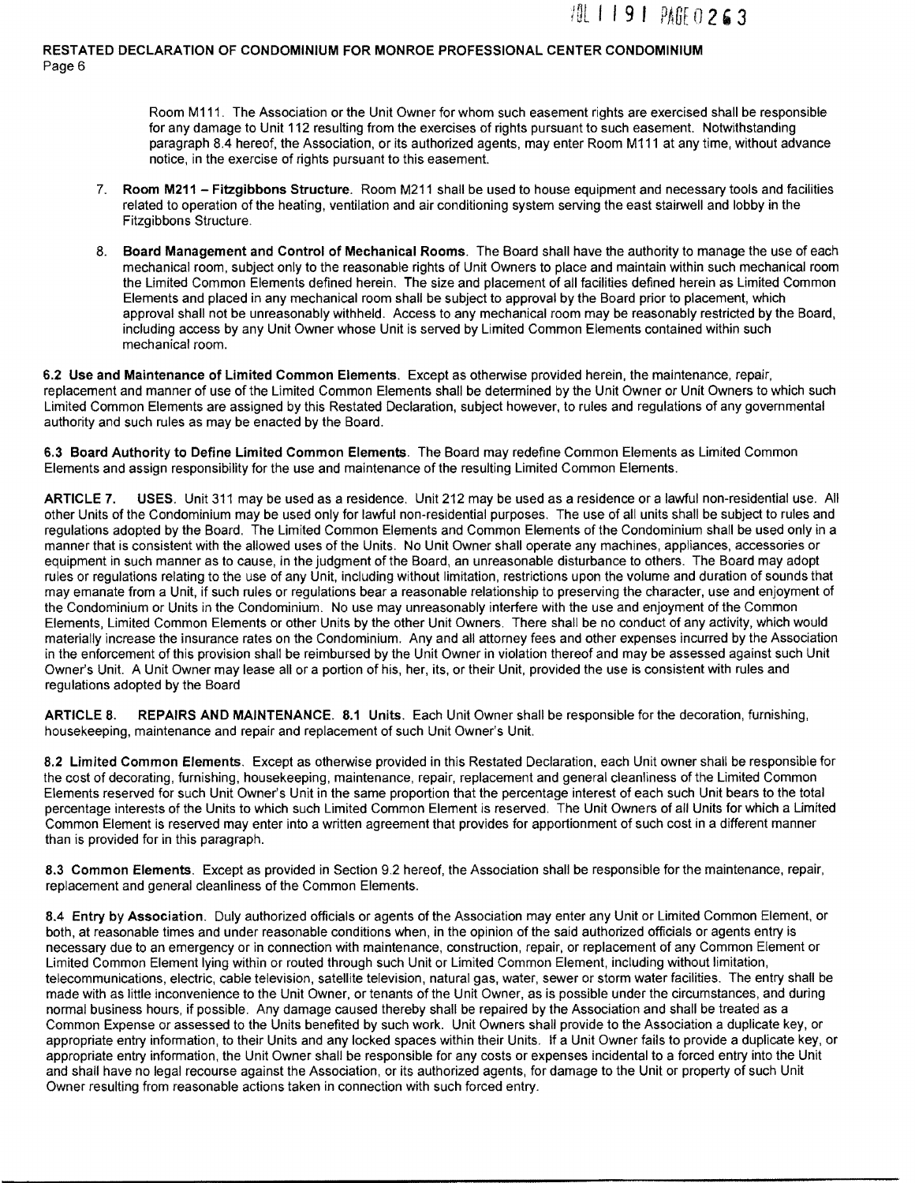Room M111. The Association or the Unit Owner for whom such easement rights are exercised shall be responsible for any damage to Unit 112 resulting from the exercises of rights pursuant to such easement. Notwithstanding paragraph 8.4 hereof, the Association, or its authorized agents, may enter Room M111 at any time, without advance notice, in the exercise of rights pursuant to this easement.

7. **Room M211 – Fitzgibbons Structure**. Room M211 shall be used to house equipment and necessary tools and facilities related to operation of the heating, ventilation and air conditioning system serving the east stairwell and lobby in the Fitzgibbons Structure.

8. **Board Management and Control of Mechanical Rooms**. The Board shall have the authority to manage the use of each mechanical room, subject only to the reasonable rights of Unit Owners to place and maintain within such mechanical room the Limited Common Elements defined herein. The size and placement of all facilities defined herein as Limited Common Elements and placed in any mechanical room shall be subject to approval by the Board prior to placement, which approval shall not be unreasonably withheld. Access to any mechanical room may be reasonably restricted by the Board, including access by any Unit Owner whose Unit is served by Limited Common Elements contained within such mechanical room.

**6.2 Use and Maintenance of Limited Common Elements**. Except as otherwise provided herein, the maintenance, repair, replacement and manner of use of the Limited Common Elements shall be determined by the Unit Owner or Unit Owners to which such Limited Common Elements are assigned by this Restated Declaration, subject however, to rules and regulations of any governmental authority and such rules as may be enacted by the Board.

**6.3 Board Authority to Define Limited Common Elements**. The Board may redefine Common Elements as Limited Common Elements and assign responsibility for the use and maintenance of the resulting Limited Common Elements.

**ARTICLE 7. USES**. Unit 311 may be used as a residence. Unit 212 may be used as a residence or a lawful non-residential use. All other Units of the Condominium may be used only for lawful non-residential purposes. The use of all units shall be subject to rules and regulations adopted by the Board. The Limited Common Elements and Common Elements of the Condominium shall be used only in a manner that is consistent with the allowed uses of the Units. No Unit Owner shall operate any machines, appliances, accessories or equipment in such manner as to cause, in the judgment of the Board, an unreasonable disturbance to others. The Board may adopt rules or regulations relating to the use of any Unit, including without limitation, restrictions upon the volume and duration of sounds that may emanate from a Unit, if such rules or regulations bear a reasonable relationship to preserving the character, use and enjoyment of the Condominium or Units in the Condominium. No use may unreasonably interfere with the use and enjoyment of the Common Elements, Limited Common Elements or other Units by the other Unit Owners. There shall be no conduct of any activity, which would materially increase the insurance rates on the Condominium. Any and all attorney fees and other expenses incurred by the Association in the enforcement of this provision shall be reimbursed by the Unit Owner in violation thereof and may be assessed against such Unit Owner's Unit. A Unit Owner may lease all or a portion of his, her, its, or their Unit, provided the use is consistent with rules and regulations adopted by the Board

**ARTICLE 8. REPAIRS AND MAINTENANCE. 8.1 Units**. Each Unit Owner shall be responsible for the decoration, furnishing, housekeeping, maintenance and repair and replacement of such Unit Owner's Unit.

**8.2 Limited Common Elements**. Except as otherwise provided in this Restated Declaration, each Unit owner shall be responsible for the cost of decorating, furnishing, housekeeping, maintenance, repair, replacement and general cleanliness of the Limited Common Elements reserved for such Unit Owner's Unit in the same proportion that the percentage interest of each such Unit bears to the total percentage interests of the Units to which such Limited Common Element is reserved. The Unit Owners of all Units for which a Limited Common Element is reserved may enter into a written agreement that provides for apportionment of such cost in a different manner than is provided for in this paragraph.

**8.3 Common Elements**. Except as provided in Section 9.2 hereof, the Association shall be responsible for the maintenance, repair, replacement and general cleanliness of the Common Elements.

**8.4 Entry by Association**. Duly authorized officials or agents of the Association may enter any Unit or Limited Common Element, or both, at reasonable times and under reasonable conditions when, in the opinion of the said authorized officials or agents entry is necessary due to an emergency or in connection with maintenance, construction, repair, or replacement of any Common Element or Limited Common Element lying within or routed through such Unit or Limited Common Element, including without limitation, telecommunications, electric, cable television, satellite television, natural gas, water, sewer or storm water facilities. The entry shall be made with as little inconvenience to the Unit Owner, or tenants of the Unit Owner, as is possible under the circumstances, and during normal business hours, if possible. Any damage caused thereby shall be repaired by the Association and shall be treated as a Common Expense or assessed to the Units benefited by such work. Unit Owners shall provide to the Association a duplicate key, or appropriate entry information, to their Units and any locked spaces within their Units. If a Unit Owner fails to provide a duplicate key, or appropriate entry information, the Unit Owner shall be responsible for any costs or expenses incidental to a forced entry into the Unit and shall have no legal recourse against the Association, or its authorized agents, for damage to the Unit or property of such Unit Owner resulting from reasonable actions taken in connection with such forced entry.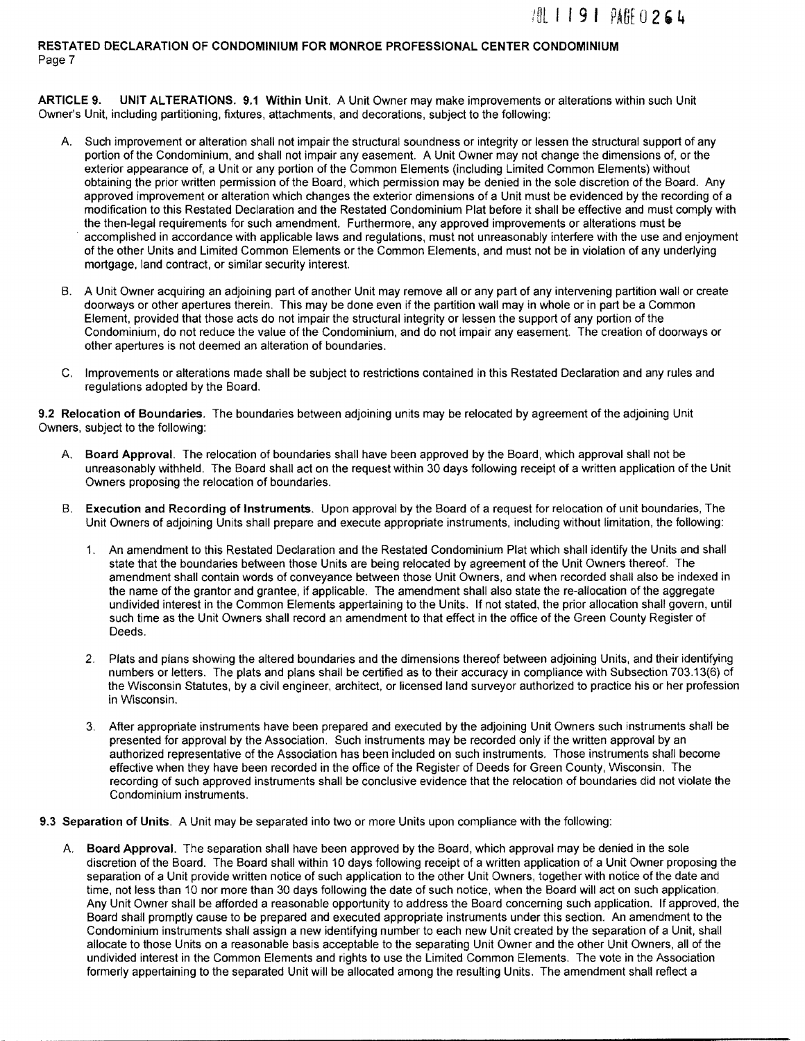**ARTICLE 9. UNIT ALTERATIONS. 9.1 Within Unit.** A Unit Owner may make improvements or alterations within such Unit Owner's Unit, including partitioning, fixtures, attachments, and decorations, subject to the following:

A. Such improvement or alteration shall not impair the structural soundness or integrity or lessen the structural support of any portion of the Condominium, and shall not impair any easement. A Unit Owner may not change the dimensions of, or the exterior appearance of, a Unit or any portion of the Common Elements (including Limited Common Elements) without obtaining the prior written permission of the Board, which permission may be denied in the sole discretion of the Board. Any approved improvement or alteration which changes the exterior dimensions of a Unit must be evidenced by the recording of a modification to this Restated Declaration and the Restated Condominium Plat before it shall be effective and must comply with the then-legal requirements for such amendment. Furthermore, any approved improvements or alterations must be accomplished in accordance with applicable laws and regulations, must not unreasonably interfere with the use and enjoyment of the other Units and Limited Common Elements or the Common Elements, and must not be in violation of any underlying mortgage, land contract, or similar security interest.

B. A Unit Owner acquiring an adjoining part of another Unit may remove all or any part of any intervening partition wall or create doorways or other apertures therein. This may be done even if the partition wall may in whole or in part be a Common Element, provided that those acts do not impair the structural integrity or lessen the support of any portion of the Condominium, do not reduce the value of the Condominium, and do not impair any easement. The creation of doorways or other apertures is not deemed an alteration of boundaries.

C. Improvements or alterations made shall be subject to restrictions contained in this Restated Declaration and any rules and regulations adopted by the Board.

**9.2 Relocation of Boundaries.** The boundaries between adjoining units may be relocated by agreement of the adjoining Unit Owners, subject to the following:

A. **Board Approval.** The relocation of boundaries shall have been approved by the Board, which approval shall not be unreasonably withheld. The Board shall act on the request within 30 days following receipt of a written application of the Unit Owners proposing the relocation of boundaries.

B. **Execution and Recording of Instruments.** Upon approval by the Board of a request for relocation of unit boundaries, The Unit Owners of adjoining Units shall prepare and execute appropriate instruments, including without limitation, the following:

1. An amendment to this Restated Declaration and the Restated Condominium Plat which shall identify the Units and shall state that the boundaries between those Units are being relocated by agreement of the Unit Owners thereof. The amendment shall contain words of conveyance between those Unit Owners, and when recorded shall also be indexed in the name of the grantor and grantee, if applicable. The amendment shall also state the re-allocation of the aggregate undivided interest in the Common Elements appertaining to the Units. If not stated, the prior allocation shall govern, until such time as the Unit Owners shall record an amendment to that effect in the office of the Green County Register of Deeds.

2. Plats and plans showing the altered boundaries and the dimensions thereof between adjoining Units, and their identifying numbers or letters. The plats and plans shall be certified as to their accuracy in compliance with Subsection 703.13(6) of the Wisconsin Statutes, by a civil engineer, architect, or licensed land surveyor authorized to practice his or her profession in Wisconsin.

3. After appropriate instruments have been prepared and executed by the adjoining Unit Owners such instruments shall be presented for approval by the Association. Such instruments may be recorded only if the written approval by an authorized representative of the Association has been included on such instruments. Those instruments shall become effective when they have been recorded in the office of the Register of Deeds for Green County, Wisconsin. The recording of such approved instruments shall be conclusive evidence that the relocation of boundaries did not violate the Condominium instruments.

**9.3 Separation of Units.** A Unit may be separated into two or more Units upon compliance with the following:

A. **Board Approval.** The separation shall have been approved by the Board, which approval may be denied in the sole discretion of the Board. The Board shall within 10 days following receipt of a written application of a Unit Owner proposing the separation of a Unit provide written notice of such application to the other Unit Owners, together with notice of the date and time, not less than 10 nor more than 30 days following the date of such notice, when the Board will act on such application. Any Unit Owner shall be afforded a reasonable opportunity to address the Board concerning such application. If approved, the Board shall promptly cause to be prepared and executed appropriate instruments under this section. An amendment to the Condominium instruments shall assign a new identifying number to each new Unit created by the separation of a Unit, shall allocate to those Units on a reasonable basis acceptable to the separating Unit Owner and the other Unit Owners, all of the undivided interest in the Common Elements and rights to use the Limited Common Elements. The vote in the Association formerly appertaining to the separated Unit will be allocated among the resulting Units. The amendment shall reflect a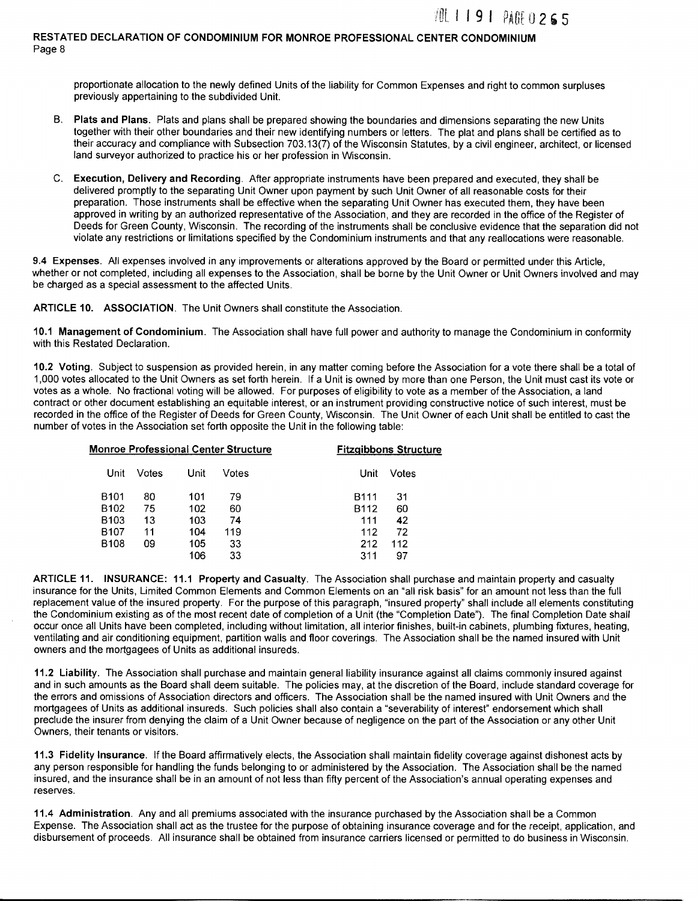proportionate allocation to the newly defined Units of the liability for Common Expenses and right to common surpluses previously appertaining to the subdivided Unit.

B. **Plats and Plans.** Plats and plans shall be prepared showing the boundaries and dimensions separating the new Units together with their other boundaries and their new identifying numbers or letters. The plat and plans shall be certified as to their accuracy and compliance with Subsection 703.13(7) of the Wisconsin Statutes, by a civil engineer, architect, or licensed land surveyor authorized to practice his or her profession in Wisconsin.

C. **Execution, Delivery and Recording**. After appropriate instruments have been prepared and executed, they shall be delivered promptly to the separating Unit Owner upon payment by such Unit Owner of all reasonable costs for their preparation. Those instruments shall be effective when the separating Unit Owner has executed them, they have been approved in writing by an authorized representative of the Association, and they are recorded in the office of the Register of Deeds for Green County, Wisconsin. The recording of the instruments shall be conclusive evidence that the separation did not violate any restrictions or limitations specified by the Condominium instruments and that any reallocations were reasonable.

**9.4 Expenses**. All expenses involved in any improvements or alterations approved by the Board or permitted under this Article, whether or not completed, including all expenses to the Association, shall be borne by the Unit Owner or Unit Owners involved and may be charged as a special assessment to the affected Units.

**ARTICLE 10. ASSOCIATION**. The Unit Owners shall constitute the Association.

**10.1 Management of Condominium**. The Association shall have full power and authority to manage the Condominium in conformity with this Restated Declaration.

**10.2 Voting**. Subject to suspension as provided herein, in any matter coming before the Association for a vote there shall be a total of 1,000 votes allocated to the Unit Owners as set forth herein. If a Unit is owned by more than one Person, the Unit must cast its vote or votes as a whole. No fractional voting will be allowed. For purposes of eligibility to vote as a member of the Association, a land contract or other document establishing an equitable interest, or an instrument providing constructive notice of such interest, must be recorded in the office of the Register of Deeds for Green County, Wisconsin. The Unit Owner of each Unit shall be entitled to cast the number of votes in the Association set forth opposite the Unit in the following table:

| Monroe Professional Center Structure | | | | Fitzgibbons Structure | |
|---|---|---|---|---|---|
| Unit | Votes | Unit | Votes | Unit | Votes |
| B101 | 80 | 101 | 79 | B111 | 31 |
| B102 | 75 | 102 | 60 | B112 | 60 |
| B103 | 13 | 103 | 74 | 111 | 42 |
| B107 | 11 | 104 | 119 | 112 | 72 |
| B108 | 09 | 105 | 33 | 212 | 112 |
| | | 106 | 33 | 311 | 97 |

**ARTICLE 11. INSURANCE: 11.1 Property and Casualty**. The Association shall purchase and maintain property and casualty insurance for the Units, Limited Common Elements and Common Elements on an "all risk basis" for an amount not less than the full replacement value of the insured property. For the purpose of this paragraph, "insured property" shall include all elements constituting the Condominium existing as of the most recent date of completion of a Unit (the "Completion Date"). The final Completion Date shall occur once all Units have been completed, including without limitation, all interior finishes, built-in cabinets, plumbing fixtures, heating, ventilating and air conditioning equipment, partition walls and floor coverings. The Association shall be the named insured with Unit owners and the mortgagees of Units as additional insureds.

**11.2 Liability**. The Association shall purchase and maintain general liability insurance against all claims commonly insured against and in such amounts as the Board shall deem suitable. The policies may, at the discretion of the Board, include standard coverage for the errors and omissions of Association directors and officers. The Association shall be the named insured with Unit Owners and the mortgagees of Units as additional insureds. Such policies shall also contain a "severability of interest" endorsement which shall preclude the insurer from denying the claim of a Unit Owner because of negligence on the part of the Association or any other Unit Owners, their tenants or visitors.

**11.3 Fidelity Insurance**. If the Board affirmatively elects, the Association shall maintain fidelity coverage against dishonest acts by any person responsible for handling the funds belonging to or administered by the Association. The Association shall be the named insured, and the insurance shall be in an amount of not less than fifty percent of the Association's annual operating expenses and reserves.

**11.4 Administration**. Any and all premiums associated with the insurance purchased by the Association shall be a Common Expense. The Association shall act as the trustee for the purpose of obtaining insurance coverage and for the receipt, application, and disbursement of proceeds. All insurance shall be obtained from insurance carriers licensed or permitted to do business in Wisconsin.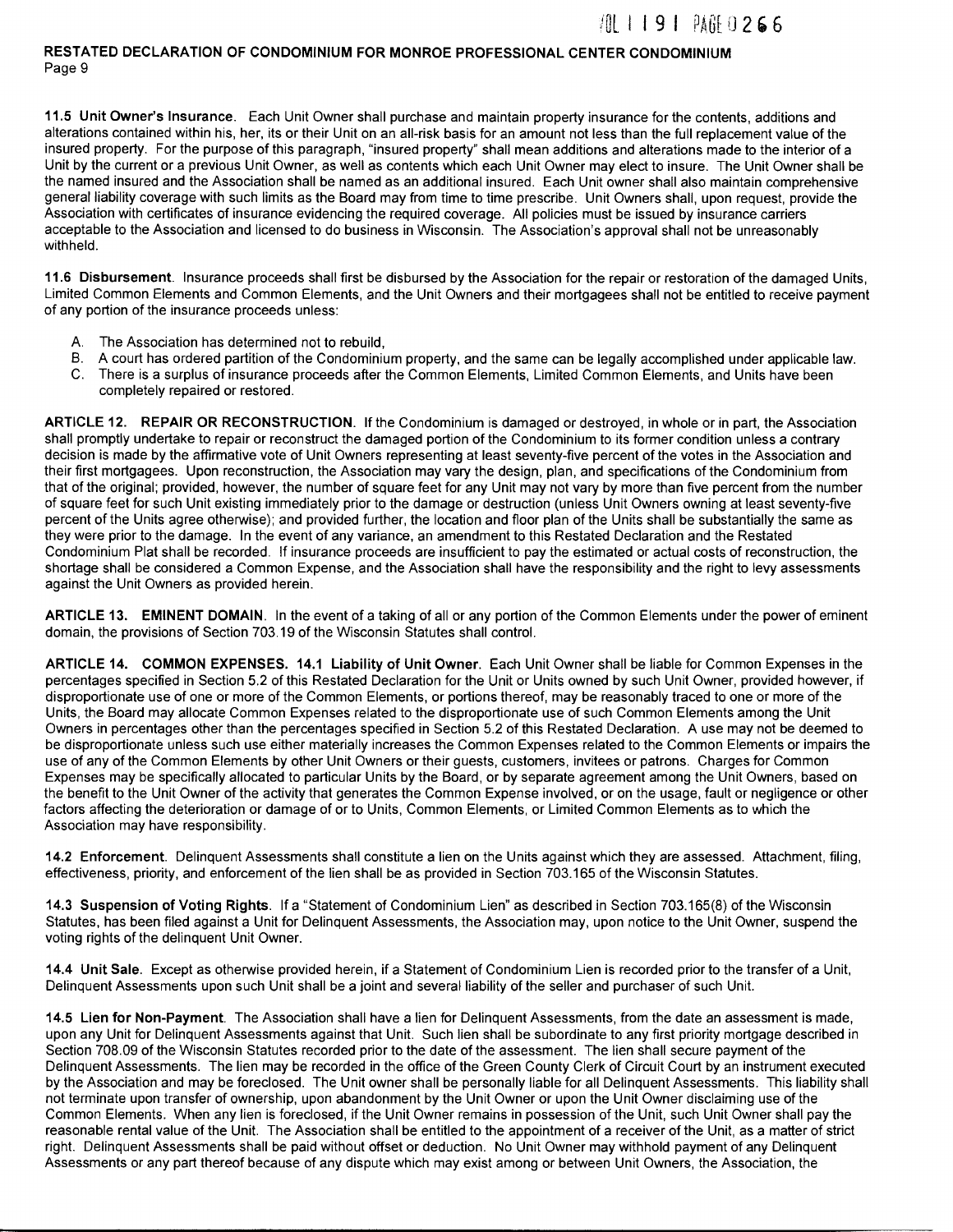**11.5 Unit Owner's Insurance**. Each Unit Owner shall purchase and maintain property insurance for the contents, additions and alterations contained within his, her, its or their Unit on an all-risk basis for an amount not less than the full replacement value of the insured property. For the purpose of this paragraph, "insured property" shall mean additions and alterations made to the interior of a Unit by the current or a previous Unit Owner, as well as contents which each Unit Owner may elect to insure. The Unit Owner shall be the named insured and the Association shall be named as an additional insured. Each Unit owner shall also maintain comprehensive general liability coverage with such limits as the Board may from time to time prescribe. Unit Owners shall, upon request, provide the Association with certificates of insurance evidencing the required coverage. All policies must be issued by insurance carriers acceptable to the Association and licensed to do business in Wisconsin. The Association's approval shall not be unreasonably withheld.

**11.6 Disbursement**. Insurance proceeds shall first be disbursed by the Association for the repair or restoration of the damaged Units, Limited Common Elements and Common Elements, and the Unit Owners and their mortgagees shall not be entitled to receive payment of any portion of the insurance proceeds unless:

A. The Association has determined not to rebuild,
B. A court has ordered partition of the Condominium property, and the same can be legally accomplished under applicable law.
C. There is a surplus of insurance proceeds after the Common Elements, Limited Common Elements, and Units have been completely repaired or restored.

**ARTICLE 12. REPAIR OR RECONSTRUCTION.** If the Condominium is damaged or destroyed, in whole or in part, the Association shall promptly undertake to repair or reconstruct the damaged portion of the Condominium to its former condition unless a contrary decision is made by the affirmative vote of Unit Owners representing at least seventy-five percent of the votes in the Association and their first mortgagees. Upon reconstruction, the Association may vary the design, plan, and specifications of the Condominium from that of the original; provided, however, the number of square feet for any Unit may not vary by more than five percent from the number of square feet for such Unit existing immediately prior to the damage or destruction (unless Unit Owners owning at least seventy-five percent of the Units agree otherwise); and provided further, the location and floor plan of the Units shall be substantially the same as they were prior to the damage. In the event of any variance, an amendment to this Restated Declaration and the Restated Condominium Plat shall be recorded. If insurance proceeds are insufficient to pay the estimated or actual costs of reconstruction, the shortage shall be considered a Common Expense, and the Association shall have the responsibility and the right to levy assessments against the Unit Owners as provided herein.

**ARTICLE 13. EMINENT DOMAIN.** In the event of a taking of all or any portion of the Common Elements under the power of eminent domain, the provisions of Section 703.19 of the Wisconsin Statutes shall control.

**ARTICLE 14. COMMON EXPENSES. 14.1 Liability of Unit Owner**. Each Unit Owner shall be liable for Common Expenses in the percentages specified in Section 5.2 of this Restated Declaration for the Unit or Units owned by such Unit Owner, provided however, if disproportionate use of one or more of the Common Elements, or portions thereof, may be reasonably traced to one or more of the Units, the Board may allocate Common Expenses related to the disproportionate use of such Common Elements among the Unit Owners in percentages other than the percentages specified in Section 5.2 of this Restated Declaration. A use may not be deemed to be disproportionate unless such use either materially increases the Common Expenses related to the Common Elements or impairs the use of any of the Common Elements by other Unit Owners or their guests, customers, invitees or patrons. Charges for Common Expenses may be specifically allocated to particular Units by the Board, or by separate agreement among the Unit Owners, based on the benefit to the Unit Owner of the activity that generates the Common Expense involved, or on the usage, fault or negligence or other factors affecting the deterioration or damage of or to Units, Common Elements, or Limited Common Elements as to which the Association may have responsibility.

**14.2 Enforcement**. Delinquent Assessments shall constitute a lien on the Units against which they are assessed. Attachment, filing, effectiveness, priority, and enforcement of the lien shall be as provided in Section 703.165 of the Wisconsin Statutes.

**14.3 Suspension of Voting Rights**. If a "Statement of Condominium Lien" as described in Section 703.165(8) of the Wisconsin Statutes, has been filed against a Unit for Delinquent Assessments, the Association may, upon notice to the Unit Owner, suspend the voting rights of the delinquent Unit Owner.

**14.4 Unit Sale**. Except as otherwise provided herein, if a Statement of Condominium Lien is recorded prior to the transfer of a Unit, Delinquent Assessments upon such Unit shall be a joint and several liability of the seller and purchaser of such Unit.

**14.5 Lien for Non-Payment**. The Association shall have a lien for Delinquent Assessments, from the date an assessment is made, upon any Unit for Delinquent Assessments against that Unit. Such lien shall be subordinate to any first priority mortgage described in Section 708.09 of the Wisconsin Statutes recorded prior to the date of the assessment. The lien shall secure payment of the Delinquent Assessments. The lien may be recorded in the office of the Green County Clerk of Circuit Court by an instrument executed by the Association and may be foreclosed. The Unit owner shall be personally liable for all Delinquent Assessments. This liability shall not terminate upon transfer of ownership, upon abandonment by the Unit Owner or upon the Unit Owner disclaiming use of the Common Elements. When any lien is foreclosed, if the Unit Owner remains in possession of the Unit, such Unit Owner shall pay the reasonable rental value of the Unit. The Association shall be entitled to the appointment of a receiver of the Unit, as a matter of strict right. Delinquent Assessments shall be paid without offset or deduction. No Unit Owner may withhold payment of any Delinquent Assessments or any part thereof because of any dispute which may exist among or between Unit Owners, the Association, the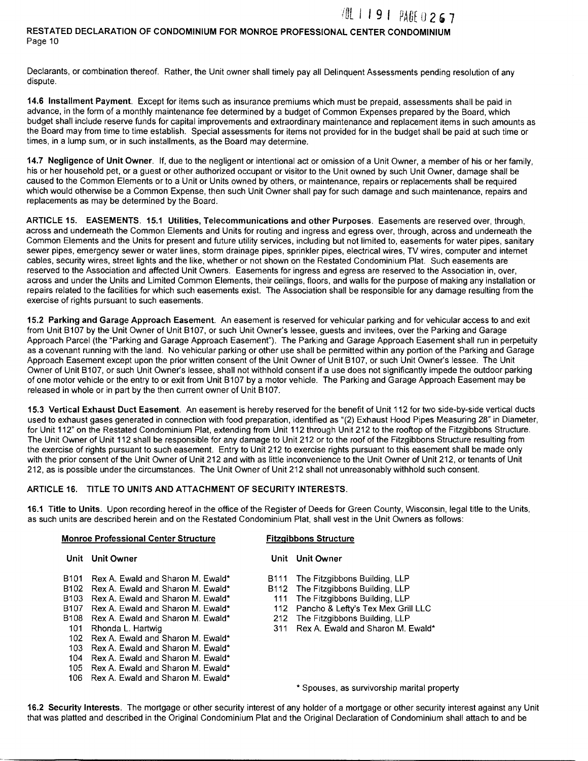Declarants, or combination thereof. Rather, the Unit owner shall timely pay all Delinquent Assessments pending resolution of any dispute.

**14.6 Installment Payment**. Except for items such as insurance premiums which must be prepaid, assessments shall be paid in advance, in the form of a monthly maintenance fee determined by a budget of Common Expenses prepared by the Board, which budget shall include reserve funds for capital improvements and extraordinary maintenance and replacement items in such amounts as the Board may from time to time establish. Special assessments for items not provided for in the budget shall be paid at such time or times, in a lump sum, or in such installments, as the Board may determine.

**14.7 Negligence of Unit Owner**. If, due to the negligent or intentional act or omission of a Unit Owner, a member of his or her family, his or her household pet, or a guest or other authorized occupant or visitor to the Unit owned by such Unit Owner, damage shall be caused to the Common Elements or to a Unit or Units owned by others, or maintenance, repairs or replacements shall be required which would otherwise be a Common Expense, then such Unit Owner shall pay for such damage and such maintenance, repairs and replacements as may be determined by the Board.

**ARTICLE 15. EASEMENTS. 15.1 Utilities, Telecommunications and other Purposes**. Easements are reserved over, through, across and underneath the Common Elements and Units for routing and ingress and egress over, through, across and underneath the Common Elements and the Units for present and future utility services, including but not limited to, easements for water pipes, sanitary sewer pipes, emergency sewer or water lines, storm drainage pipes, sprinkler pipes, electrical wires, TV wires, computer and internet cables, security wires, street lights and the like, whether or not shown on the Restated Condominium Plat. Such easements are reserved to the Association and affected Unit Owners. Easements for ingress and egress are reserved to the Association in, over, across and under the Units and Limited Common Elements, their ceilings, floors, and walls for the purpose of making any installation or repairs related to the facilities for which such easements exist. The Association shall be responsible for any damage resulting from the exercise of rights pursuant to such easements.

**15.2 Parking and Garage Approach Easement**. An easement is reserved for vehicular parking and for vehicular access to and exit from Unit B107 by the Unit Owner of Unit B107, or such Unit Owner's lessee, guests and invitees, over the Parking and Garage Approach Parcel (the "Parking and Garage Approach Easement"). The Parking and Garage Approach Easement shall run in perpetuity as a covenant running with the land. No vehicular parking or other use shall be permitted within any portion of the Parking and Garage Approach Easement except upon the prior written consent of the Unit Owner of Unit B107, or such Unit Owner's lessee. The Unit Owner of Unit B107, or such Unit Owner's lessee, shall not withhold consent if a use does not significantly impede the outdoor parking of one motor vehicle or the entry to or exit from Unit B107 by a motor vehicle. The Parking and Garage Approach Easement may be released in whole or in part by the then current owner of Unit B107.

**15.3 Vertical Exhaust Duct Easement**. An easement is hereby reserved for the benefit of Unit 112 for two side-by-side vertical ducts used to exhaust gases generated in connection with food preparation, identified as "(2) Exhaust Hood Pipes Measuring 28" in Diameter, for Unit 112" on the Restated Condominium Plat, extending from Unit 112 through Unit 212 to the rooftop of the Fitzgibbons Structure. The Unit Owner of Unit 112 shall be responsible for any damage to Unit 212 or to the roof of the Fitzgibbons Structure resulting from the exercise of rights pursuant to such easement. Entry to Unit 212 to exercise rights pursuant to this easement shall be made only with the prior consent of the Unit Owner of Unit 212 and with as little inconvenience to the Unit Owner of Unit 212, or tenants of Unit 212, as is possible under the circumstances. The Unit Owner of Unit 212 shall not unreasonably withhold such consent.

**ARTICLE 16. TITLE TO UNITS AND ATTACHMENT OF SECURITY INTERESTS.**

**16.1 Title to Units**. Upon recording hereof in the office of the Register of Deeds for Green County, Wisconsin, legal title to the Units, as such units are described herein and on the Restated Condominium Plat, shall vest in the Unit Owners as follows:

**Monroe Professional Center Structure**

| Unit | Unit Owner |
|---|---|
| B101 | Rex A. Ewald and Sharon M. Ewald* |
| B102 | Rex A. Ewald and Sharon M. Ewald* |
| B103 | Rex A. Ewald and Sharon M. Ewald* |
| B107 | Rex A. Ewald and Sharon M. Ewald* |
| B108 | Rex A. Ewald and Sharon M. Ewald* |
| 101 | Rhonda L. Hartwig |
| 102 | Rex A. Ewald and Sharon M. Ewald* |
| 103 | Rex A. Ewald and Sharon M. Ewald* |
| 104 | Rex A. Ewald and Sharon M. Ewald* |
| 105 | Rex A. Ewald and Sharon M. Ewald* |
| 106 | Rex A. Ewald and Sharon M. Ewald* |

**Fitzgibbons Structure**

| Unit | Unit Owner |
|---|---|
| B111 | The Fitzgibbons Building, LLP |
| B112 | The Fitzgibbons Building, LLP |
| 111 | The Fitzgibbons Building, LLP |
| 112 | Pancho & Lefty's Tex Mex Grill LLC |
| 212 | The Fitzgibbons Building, LLP |
| 311 | Rex A. Ewald and Sharon M. Ewald* |

\* Spouses, as survivorship marital property

**16.2 Security Interests**. The mortgage or other security interest of any holder of a mortgage or other security interest against any Unit that was platted and described in the Original Condominium Plat and the Original Declaration of Condominium shall attach to and be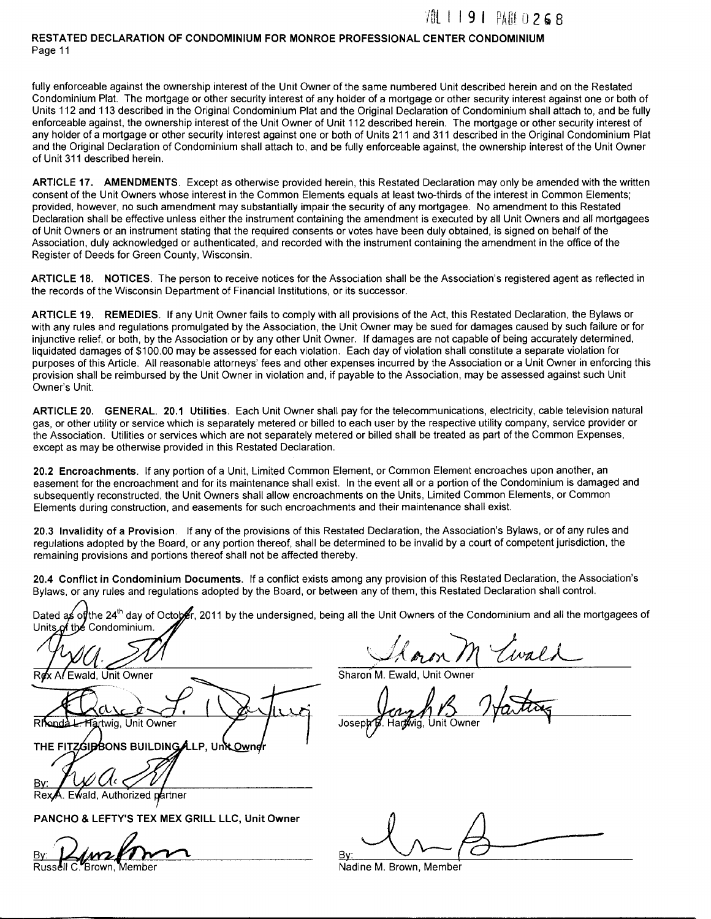fully enforceable against the ownership interest of the Unit Owner of the same numbered Unit described herein and on the Restated Condominium Plat. The mortgage or other security interest of any holder of a mortgage or other security interest against one or both of Units 112 and 113 described in the Original Condominium Plat and the Original Declaration of Condominium shall attach to, and be fully enforceable against, the ownership interest of the Unit Owner of Unit 112 described herein. The mortgage or other security interest of any holder of a mortgage or other security interest against one or both of Units 211 and 311 described in the Original Condominium Plat and the Original Declaration of Condominium shall attach to, and be fully enforceable against, the ownership interest of the Unit Owner of Unit 311 described herein.

**ARTICLE 17. AMENDMENTS**. Except as otherwise provided herein, this Restated Declaration may only be amended with the written consent of the Unit Owners whose interest in the Common Elements equals at least two-thirds of the interest in Common Elements; provided, however, no such amendment may substantially impair the security of any mortgagee. No amendment to this Restated Declaration shall be effective unless either the instrument containing the amendment is executed by all Unit Owners and all mortgagees of Unit Owners or an instrument stating that the required consents or votes have been duly obtained, is signed on behalf of the Association, duly acknowledged or authenticated, and recorded with the instrument containing the amendment in the office of the Register of Deeds for Green County, Wisconsin.

**ARTICLE 18. NOTICES**. The person to receive notices for the Association shall be the Association's registered agent as reflected in the records of the Wisconsin Department of Financial Institutions, or its successor.

**ARTICLE 19. REMEDIES**. If any Unit Owner fails to comply with all provisions of the Act, this Restated Declaration, the Bylaws or with any rules and regulations promulgated by the Association, the Unit Owner may be sued for damages caused by such failure or for injunctive relief, or both, by the Association or by any other Unit Owner. If damages are not capable of being accurately determined, liquidated damages of $100.00 may be assessed for each violation. Each day of violation shall constitute a separate violation for purposes of this Article. All reasonable attorneys' fees and other expenses incurred by the Association or a Unit Owner in enforcing this provision shall be reimbursed by the Unit Owner in violation and, if payable to the Association, may be assessed against such Unit Owner's Unit.

**ARTICLE 20. GENERAL. 20.1 Utilities**. Each Unit Owner shall pay for the telecommunications, electricity, cable television natural gas, or other utility or service which is separately metered or billed to each user by the respective utility company, service provider or the Association. Utilities or services which are not separately metered or billed shall be treated as part of the Common Expenses, except as may be otherwise provided in this Restated Declaration.

**20.2 Encroachments**. If any portion of a Unit, Limited Common Element, or Common Element encroaches upon another, an easement for the encroachment and for its maintenance shall exist. In the event all or a portion of the Condominium is damaged and subsequently reconstructed, the Unit Owners shall allow encroachments on the Units, Limited Common Elements, or Common Elements during construction, and easements for such encroachments and their maintenance shall exist.

**20.3 Invalidity of a Provision**. If any of the provisions of this Restated Declaration, the Association's Bylaws, or of any rules and regulations adopted by the Board, or any portion thereof, shall be determined to be invalid by a court of competent jurisdiction, the remaining provisions and portions thereof shall not be affected thereby.

**20.4 Conflict in Condominium Documents**. If a conflict exists among any provision of this Restated Declaration, the Association's Bylaws, or any rules and regulations adopted by the Board, or between any of them, this Restated Declaration shall control.

Dated as of the 24th day of October, 2011 by the undersigned, being all the Unit Owners of the Condominium and all the mortgagees of Units of the Condominium.

Rex A. Ewald, Unit Owner

Sharon M. Ewald, Unit Owner

Rhonda L. Hartwig, Unit Owner

Joseph B. Hartwig, Unit Owner

**THE FITZGIBBONS BUILDING LLP, Unit Owner**

By: Rex A. Ewald, Authorized partner

**PANCHO & LEFTY'S TEX MEX GRILL LLC, Unit Owner**

By: Russell C. Brown, Member

By: Nadine M. Brown, Member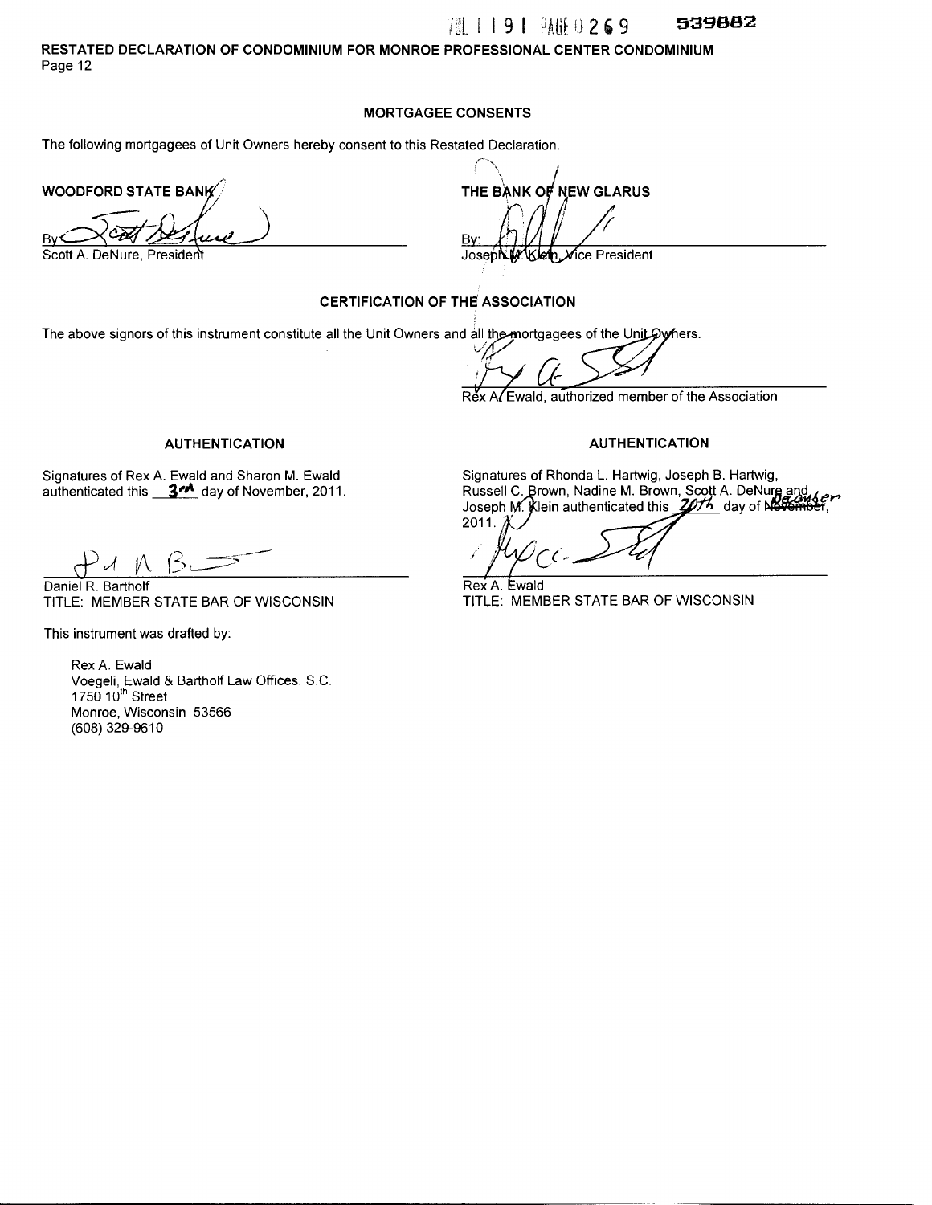VOL 1191 PAGE 0269 539882

RESTATED DECLARATION OF CONDOMINIUM FOR MONROE PROFESSIONAL CENTER CONDOMINIUM
Page 12

## MORTGAGEE CONSENTS

The following mortgagees of Unit Owners hereby consent to this Restated Declaration.

**WOODFORD STATE BANK**

By: ______________________
Scott A. DeNure, President

**THE BANK OF NEW GLARUS**

By: ______________________
Joseph M. Klein, Vice President

## CERTIFICATION OF THE ASSOCIATION

The above signors of this instrument constitute all the Unit Owners and all the mortgagees of the Unit Owners.

______________________
Rex A. Ewald, authorized member of the Association

## AUTHENTICATION

Signatures of Rex A. Ewald and Sharon M. Ewald authenticated this 3rd day of November, 2011.

______________________
Daniel R. Bartholf
TITLE: MEMBER STATE BAR OF WISCONSIN

## AUTHENTICATION

Signatures of Rhonda L. Hartwig, Joseph B. Hartwig, Russell C. Brown, Nadine M. Brown, Scott A. DeNure and Joseph M. Klein authenticated this 20th day of ~~November~~ December, 2011.

______________________
Rex A. Ewald
TITLE: MEMBER STATE BAR OF WISCONSIN

This instrument was drafted by:

Rex A. Ewald
Voegeli, Ewald & Bartholf Law Offices, S.C.
1750 10th Street
Monroe, Wisconsin 53566
(608) 329-9610